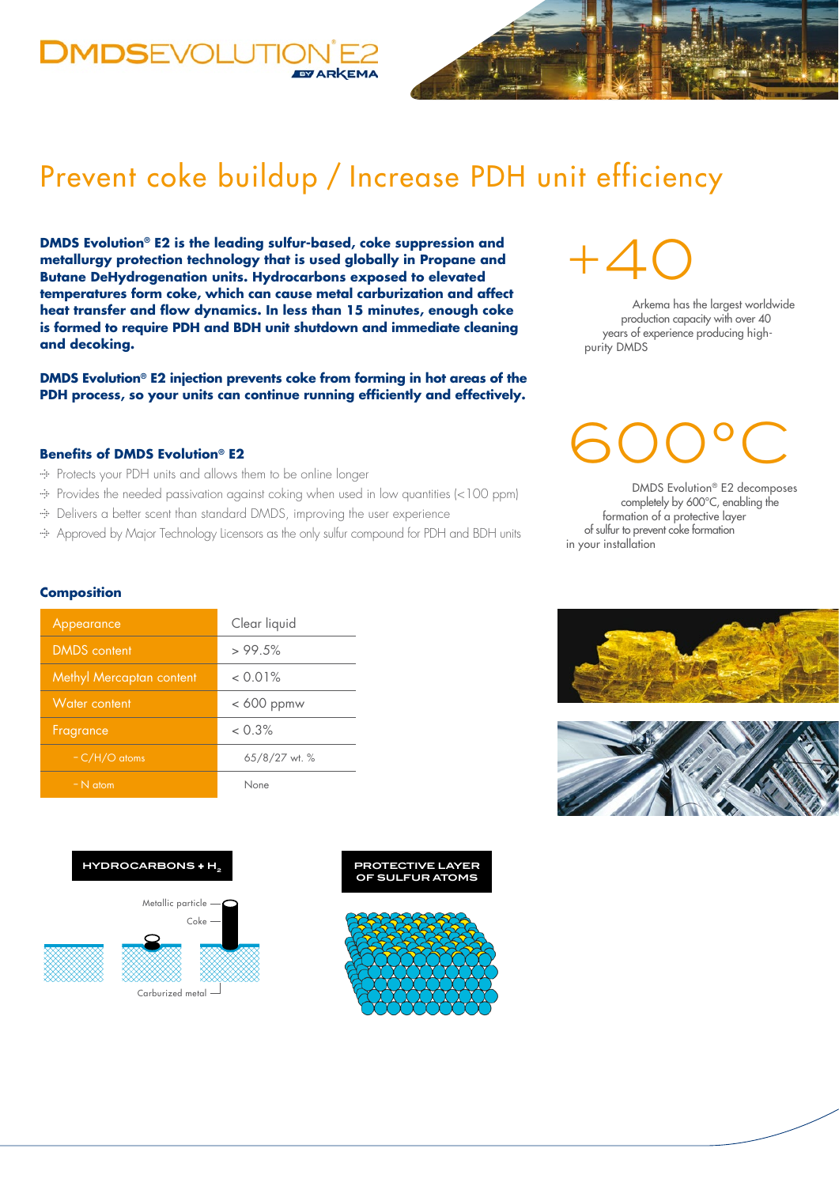# Prevent coke buildup / Increase PDH unit efficiency

**DMDS Evolution® E2 is the leading sulfur-based, coke suppression and metallurgy protection technology that is used globally in Propane and Butane DeHydrogenation units. Hydrocarbons exposed to elevated temperatures form coke, which can cause metal carburization and affect heat transfer and flow dynamics. In less than 15 minutes, enough coke is formed to require PDH and BDH unit shutdown and immediate cleaning and decoking.**

**DMDS Evolution® E2 injection prevents coke from forming in hot areas of the PDH process, so your units can continue running efficiently and effectively.**

**+40**

Arkema has the largest worldwide production capacity with over 40 years of experience producing high-purity DMDS

### Benefits of DMDS Evolution® E2

- Protects your PDH units and allows them to be online longer
- Provides the needed passivation against coking when used in low quantities (<100 ppm)
- Delivers a better scent than standard DMDS, improving the user experience
- Approved by Major Technology Licensors as the only sulfur compound for PDH and BDH units

**600°C**

DMDS Evolution® E2 decomposes completely by 600°C, enabling the formation of a protective layer of sulfur to prevent coke formation in your installation

### Composition

| Property | Value |
|---|---|
| Appearance | Clear liquid |
| DMDS content | > 99.5% |
| Methyl Mercaptan content | < 0.01% |
| Water content | < 600 ppmw |
| Fragrance | < 0.3% |
| - C/H/O atoms | 65/8/27 wt. % |
| - N atom | None |

HYDROCARBONS + $H_2$

Metallic particle

Coke

Carburized metal

PROTECTIVE LAYER OF SULFUR ATOMS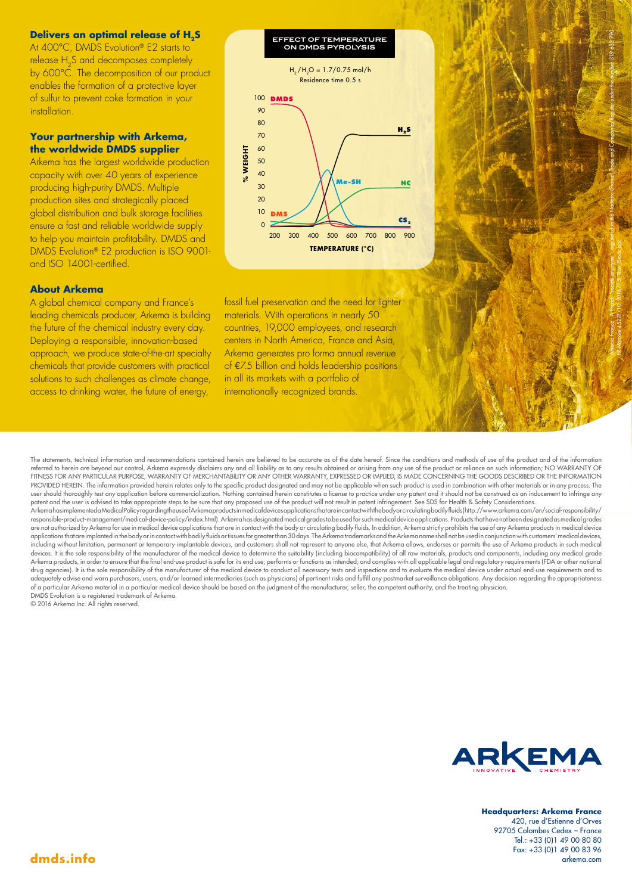## Delivers an optimal release of $H_2S$

At 400°C, DMDS Evolution® E2 starts to release $H_2S$ and decomposes completely by 600°C. The decomposition of our product enables the formation of a protective layer of sulfur to prevent coke formation in your installation.

## Your partnership with Arkema, the worldwide DMDS supplier

Arkema has the largest worldwide production capacity with over 40 years of experience producing high-purity DMDS. Multiple production sites and strategically placed global distribution and bulk storage facilities ensure a fast and reliable worldwide supply to help you maintain profitability. DMDS and DMDS Evolution® E2 production is ISO 9001- and ISO 14001-certified.

EFFECT OF TEMPERATURE ON DMDS PYROLYSIS

$H_2/H_2O$ = 1.7/0.75 mol/h
Residence time 0.5 s

% WEIGHT
100
90
80
70
60
50
40
30
20
10
0

200 300 400 500 600 700 800 900
TEMPERATURE (°C)

DMDS
$H_2S$
Me-SH
HC
DMS
$CS_2$

## About Arkema

A global chemical company and France's leading chemicals producer, Arkema is building the future of the chemical industry every day. Deploying a responsible, innovation-based approach, we produce state-of-the-art specialty chemicals that provide customers with practical solutions to such challenges as climate change, access to drinking water, the future of energy, fossil fuel preservation and the need for lighter materials. With operations in nearly 50 countries, 19,000 employees, and research centers in North America, France and Asia, Arkema generates pro forma annual revenue of €7.5 billion and holds leadership positions in all its markets with a portfolio of internationally recognized brands.

Arkema France - A French "société anonyme" registered in the Nanterre (France) Trade and Companies Register under the number 319 632 790 - FR-Marcom 45228 10.2016/15 - Title iStock.logo

The statements, technical information and recommendations contained herein are believed to be accurate as of the date hereof. Since the conditions and methods of use of the product and of the information referred to herein are beyond our control, Arkema expressly disclaims any and all liability as to any results obtained or arising from any use of the product or reliance on such information; NO WARRANTY OF FITNESS FOR ANY PARTICULAR PURPOSE, WARRANTY OF MERCHANTABILITY OR ANY OTHER WARRANTY, EXPRESSED OR IMPLIED, IS MADE CONCERNING THE GOODS DESCRIBED OR THE INFORMATION PROVIDED HEREIN. The information provided herein relates only to the specific product designated and may not be applicable when such product is used in combination with other materials or in any process. The user should thoroughly test any application before commercialization. Nothing contained herein constitutes a license to practice under any patent and it should not be construed as an inducement to infringe any patent and the user is advised to take appropriate steps to be sure that any proposed use of the product will not result in patent infringement. See SDS for Health & Safety Considerations.

Arkema has implemented a Medical Policy regarding the use of Arkema products in medical devices applications that are in contact with the body or circulating bodily fluids (http://www.arkema.com/en/social-responsibility/responsible-product-management/medical-device-policy/index.html). Arkema has designated medical grades to be used for such medical device applications. Products that have not been designated as medical grades are not authorized by Arkema for use in medical device applications that are in contact with the body or circulating bodily fluids. In addition, Arkema strictly prohibits the use of any Arkema products in medical device applications that are implanted in the body or in contact with bodily fluids or tissues for greater than 30 days. The Arkema trademarks and the Arkema name shall not be used in conjunction with customers' medical devices, including without limitation, permanent or temporary implantable devices, and customers shall not represent to anyone else, that Arkema allows, endorses or permits the use of Arkema products in such medical devices. It is the sole responsibility of the manufacturer of the medical device to determine the suitability (including biocompatibility) of all raw materials, products and components, including any medical grade Arkema products, in order to ensure that the final end-use product is safe for its end use; performs or functions as intended; and complies with all applicable legal and regulatory requirements (FDA or other national drug agencies). It is the sole responsibility of the manufacturer of the medical device to conduct all necessary tests and inspections and to evaluate the medical device under actual end-use requirements and to adequately advise and warn purchasers, users, and/or learned intermediaries (such as physicians) of pertinent risks and fulfill any postmarket surveillance obligations. Any decision regarding the appropriateness of a particular Arkema material in a particular medical device should be based on the judgment of the manufacturer, seller, the competent authority, and the treating physician.
DMDS Evolution is a registered trademark of Arkema.
© 2016 Arkema Inc. All rights reserved.

ARKEMA
INNOVATIVE CHEMISTRY

**Headquarters: Arkema France**
420, rue d'Estienne d'Orves
92705 Colombes Cedex – France
Tel.: +33 (0)1 49 00 80 80
Fax: +33 (0)1 49 00 83 96
arkema.com

**dmds.info**